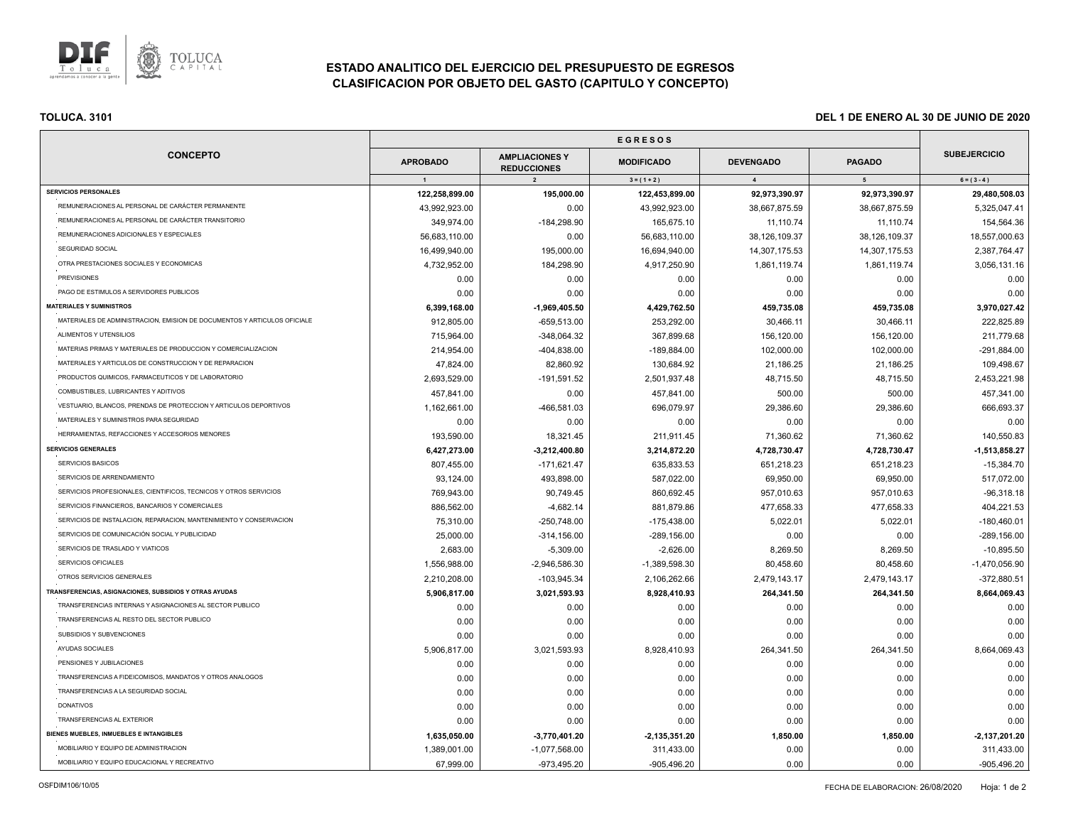# ESTADO ANALITICO DEL EJERCICIO DEL PRESUPUESTO DE EGRESOS
## CLASIFICACION POR OBJETO DEL GASTO (CAPITULO Y CONCEPTO)

**TOLUCA. 3101**

**DEL 1 DE ENERO AL 30 DE JUNIO DE 2020**

| CONCEPTO | EGRESOS | | | | | SUBEJERCICIO |
|---|---|---|---|---|---|---|
| | APROBADO | AMPLIACIONES Y REDUCCIONES | MODIFICADO | DEVENGADO | PAGADO | |
| | 1 | 2 | 3 = ( 1 + 2 ) | 4 | 5 | 6 = ( 3 - 4 ) |
| **SERVICIOS PERSONALES** | **122,258,899.00** | **195,000.00** | **122,453,899.00** | **92,973,390.97** | **92,973,390.97** | **29,480,508.03** |
| REMUNERACIONES AL PERSONAL DE CARÁCTER PERMANENTE | 43,992,923.00 | 0.00 | 43,992,923.00 | 38,667,875.59 | 38,667,875.59 | 5,325,047.41 |
| REMUNERACIONES AL PERSONAL DE CARÁCTER TRANSITORIO | 349,974.00 | -184,298.90 | 165,675.10 | 11,110.74 | 11,110.74 | 154,564.36 |
| REMUNERACIONES ADICIONALES Y ESPECIALES | 56,683,110.00 | 0.00 | 56,683,110.00 | 38,126,109.37 | 38,126,109.37 | 18,557,000.63 |
| SEGURIDAD SOCIAL | 16,499,940.00 | 195,000.00 | 16,694,940.00 | 14,307,175.53 | 14,307,175.53 | 2,387,764.47 |
| OTRA PRESTACIONES SOCIALES Y ECONOMICAS | 4,732,952.00 | 184,298.90 | 4,917,250.90 | 1,861,119.74 | 1,861,119.74 | 3,056,131.16 |
| PREVISIONES | 0.00 | 0.00 | 0.00 | 0.00 | 0.00 | 0.00 |
| PAGO DE ESTIMULOS A SERVIDORES PUBLICOS | 0.00 | 0.00 | 0.00 | 0.00 | 0.00 | 0.00 |
| **MATERIALES Y SUMINISTROS** | **6,399,168.00** | **-1,969,405.50** | **4,429,762.50** | **459,735.08** | **459,735.08** | **3,970,027.42** |
| MATERIALES DE ADMINISTRACION, EMISION DE DOCUMENTOS Y ARTICULOS OFICIALE | 912,805.00 | -659,513.00 | 253,292.00 | 30,466.11 | 30,466.11 | 222,825.89 |
| ALIMENTOS Y UTENSILIOS | 715,964.00 | -348,064.32 | 367,899.68 | 156,120.00 | 156,120.00 | 211,779.68 |
| MATERIAS PRIMAS Y MATERIALES DE PRODUCCION Y COMERCIALIZACION | 214,954.00 | -404,838.00 | -189,884.00 | 102,000.00 | 102,000.00 | -291,884.00 |
| MATERIALES Y ARTICULOS DE CONSTRUCCION Y DE REPARACION | 47,824.00 | 82,860.92 | 130,684.92 | 21,186.25 | 21,186.25 | 109,498.67 |
| PRODUCTOS QUIMICOS, FARMACEUTICOS Y DE LABORATORIO | 2,693,529.00 | -191,591.52 | 2,501,937.48 | 48,715.50 | 48,715.50 | 2,453,221.98 |
| COMBUSTIBLES, LUBRICANTES Y ADITIVOS | 457,841.00 | 0.00 | 457,841.00 | 500.00 | 500.00 | 457,341.00 |
| VESTUARIO, BLANCOS, PRENDAS DE PROTECCION Y ARTICULOS DEPORTIVOS | 1,162,661.00 | -466,581.03 | 696,079.97 | 29,386.60 | 29,386.60 | 666,693.37 |
| MATERIALES Y SUMINISTROS PARA SEGURIDAD | 0.00 | 0.00 | 0.00 | 0.00 | 0.00 | 0.00 |
| HERRAMIENTAS, REFACCIONES Y ACCESORIOS MENORES | 193,590.00 | 18,321.45 | 211,911.45 | 71,360.62 | 71,360.62 | 140,550.83 |
| **SERVICIOS GENERALES** | **6,427,273.00** | **-3,212,400.80** | **3,214,872.20** | **4,728,730.47** | **4,728,730.47** | **-1,513,858.27** |
| SERVICIOS BASICOS | 807,455.00 | -171,621.47 | 635,833.53 | 651,218.23 | 651,218.23 | -15,384.70 |
| SERVICIOS DE ARRENDAMIENTO | 93,124.00 | 493,898.00 | 587,022.00 | 69,950.00 | 69,950.00 | 517,072.00 |
| SERVICIOS PROFESIONALES, CIENTIFICOS, TECNICOS Y OTROS SERVICIOS | 769,943.00 | 90,749.45 | 860,692.45 | 957,010.63 | 957,010.63 | -96,318.18 |
| SERVICIOS FINANCIEROS, BANCARIOS Y COMERCIALES | 886,562.00 | -4,682.14 | 881,879.86 | 477,658.33 | 477,658.33 | 404,221.53 |
| SERVICIOS DE INSTALACION, REPARACION, MANTENIMIENTO Y CONSERVACION | 75,310.00 | -250,748.00 | -175,438.00 | 5,022.01 | 5,022.01 | -180,460.01 |
| SERVICIOS DE COMUNICACIÓN SOCIAL Y PUBLICIDAD | 25,000.00 | -314,156.00 | -289,156.00 | 0.00 | 0.00 | -289,156.00 |
| SERVICIOS DE TRASLADO Y VIATICOS | 2,683.00 | -5,309.00 | -2,626.00 | 8,269.50 | 8,269.50 | -10,895.50 |
| SERVICIOS OFICIALES | 1,556,988.00 | -2,946,586.30 | -1,389,598.30 | 80,458.60 | 80,458.60 | -1,470,056.90 |
| OTROS SERVICIOS GENERALES | 2,210,208.00 | -103,945.34 | 2,106,262.66 | 2,479,143.17 | 2,479,143.17 | -372,880.51 |
| **TRANSFERENCIAS, ASIGNACIONES, SUBSIDIOS Y OTRAS AYUDAS** | **5,906,817.00** | **3,021,593.93** | **8,928,410.93** | **264,341.50** | **264,341.50** | **8,664,069.43** |
| TRANSFERENCIAS INTERNAS Y ASIGNACIONES AL SECTOR PUBLICO | 0.00 | 0.00 | 0.00 | 0.00 | 0.00 | 0.00 |
| TRANSFERENCIAS AL RESTO DEL SECTOR PUBLICO | 0.00 | 0.00 | 0.00 | 0.00 | 0.00 | 0.00 |
| SUBSIDIOS Y SUBVENCIONES | 0.00 | 0.00 | 0.00 | 0.00 | 0.00 | 0.00 |
| AYUDAS SOCIALES | 5,906,817.00 | 3,021,593.93 | 8,928,410.93 | 264,341.50 | 264,341.50 | 8,664,069.43 |
| PENSIONES Y JUBILACIONES | 0.00 | 0.00 | 0.00 | 0.00 | 0.00 | 0.00 |
| TRANSFERENCIAS A FIDEICOMISOS, MANDATOS Y OTROS ANALOGOS | 0.00 | 0.00 | 0.00 | 0.00 | 0.00 | 0.00 |
| TRANSFERENCIAS A LA SEGURIDAD SOCIAL | 0.00 | 0.00 | 0.00 | 0.00 | 0.00 | 0.00 |
| DONATIVOS | 0.00 | 0.00 | 0.00 | 0.00 | 0.00 | 0.00 |
| TRANSFERENCIAS AL EXTERIOR | 0.00 | 0.00 | 0.00 | 0.00 | 0.00 | 0.00 |
| **BIENES MUEBLES, INMUEBLES E INTANGIBLES** | **1,635,050.00** | **-3,770,401.20** | **-2,135,351.20** | **1,850.00** | **1,850.00** | **-2,137,201.20** |
| MOBILIARIO Y EQUIPO DE ADMINISTRACION | 1,389,001.00 | -1,077,568.00 | 311,433.00 | 0.00 | 0.00 | 311,433.00 |
| MOBILIARIO Y EQUIPO EDUCACIONAL Y RECREATIVO | 67,999.00 | -973,495.20 | -905,496.20 | 0.00 | 0.00 | -905,496.20 |

OSFDIM106/10/05

FECHA DE ELABORACION: 26/08/2020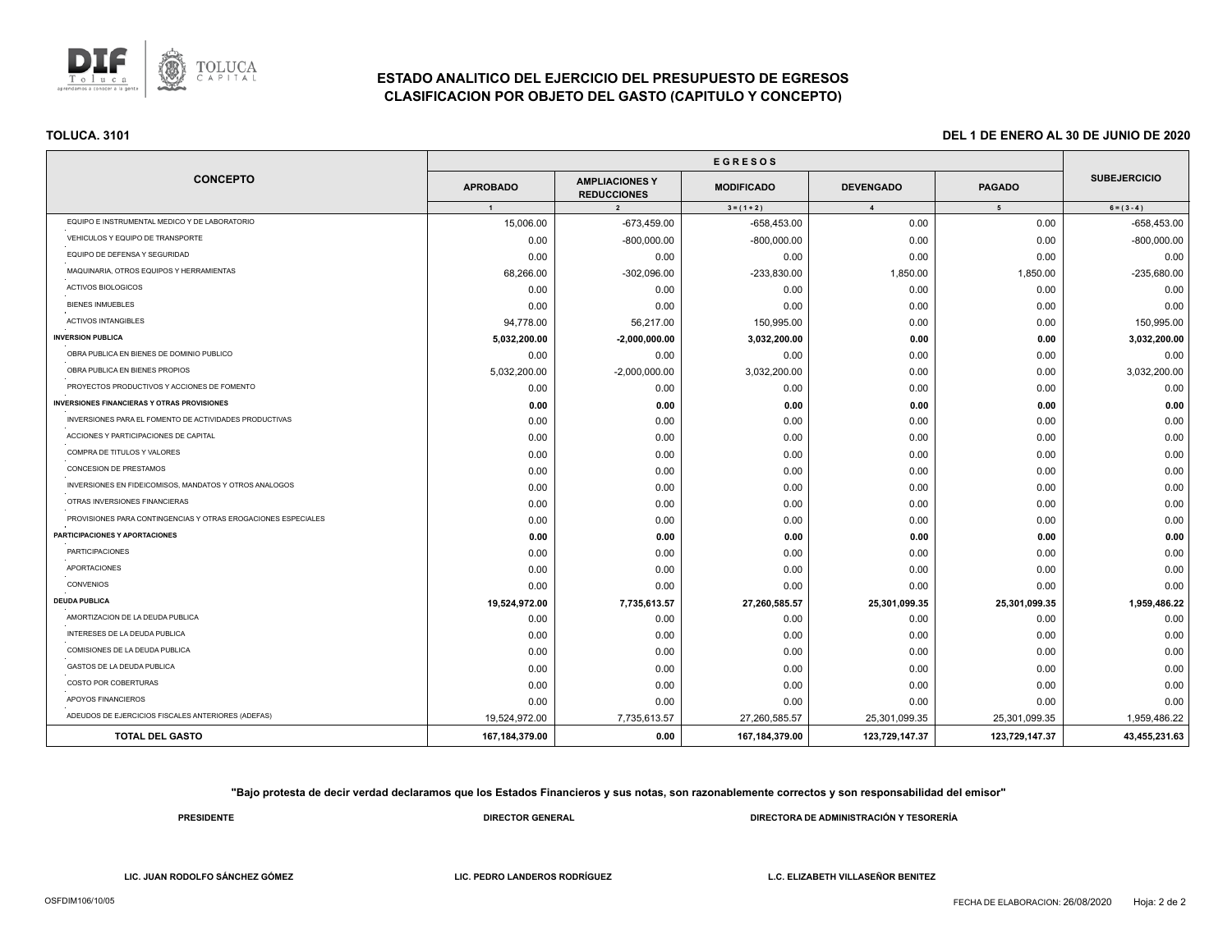# ESTADO ANALITICO DEL EJERCICIO DEL PRESUPUESTO DE EGRESOS
## CLASIFICACION POR OBJETO DEL GASTO (CAPITULO Y CONCEPTO)

**TOLUCA. 3101**

**DEL 1 DE ENERO AL 30 DE JUNIO DE 2020**

| CONCEPTO | EGRESOS | | | | | SUBEJERCICIO |
|---|---|---|---|---|---|---|
| | APROBADO | AMPLIACIONES Y REDUCCIONES | MODIFICADO | DEVENGADO | PAGADO | |
| | 1 | 2 | 3 = ( 1 + 2 ) | 4 | 5 | 6 = ( 3 - 4 ) |
| EQUIPO E INSTRUMENTAL MEDICO Y DE LABORATORIO | 15,006.00 | -673,459.00 | -658,453.00 | 0.00 | 0.00 | -658,453.00 |
| VEHICULOS Y EQUIPO DE TRANSPORTE | 0.00 | -800,000.00 | -800,000.00 | 0.00 | 0.00 | -800,000.00 |
| EQUIPO DE DEFENSA Y SEGURIDAD | 0.00 | 0.00 | 0.00 | 0.00 | 0.00 | 0.00 |
| MAQUINARIA, OTROS EQUIPOS Y HERRAMIENTAS | 68,266.00 | -302,096.00 | -233,830.00 | 1,850.00 | 1,850.00 | -235,680.00 |
| ACTIVOS BIOLOGICOS | 0.00 | 0.00 | 0.00 | 0.00 | 0.00 | 0.00 |
| BIENES INMUEBLES | 0.00 | 0.00 | 0.00 | 0.00 | 0.00 | 0.00 |
| ACTIVOS INTANGIBLES | 94,778.00 | 56,217.00 | 150,995.00 | 0.00 | 0.00 | 150,995.00 |
| **INVERSION PUBLICA** | **5,032,200.00** | **-2,000,000.00** | **3,032,200.00** | **0.00** | **0.00** | **3,032,200.00** |
| OBRA PUBLICA EN BIENES DE DOMINIO PUBLICO | 0.00 | 0.00 | 0.00 | 0.00 | 0.00 | 0.00 |
| OBRA PUBLICA EN BIENES PROPIOS | 5,032,200.00 | -2,000,000.00 | 3,032,200.00 | 0.00 | 0.00 | 3,032,200.00 |
| PROYECTOS PRODUCTIVOS Y ACCIONES DE FOMENTO | 0.00 | 0.00 | 0.00 | 0.00 | 0.00 | 0.00 |
| **INVERSIONES FINANCIERAS Y OTRAS PROVISIONES** | **0.00** | **0.00** | **0.00** | **0.00** | **0.00** | **0.00** |
| INVERSIONES PARA EL FOMENTO DE ACTIVIDADES PRODUCTIVAS | 0.00 | 0.00 | 0.00 | 0.00 | 0.00 | 0.00 |
| ACCIONES Y PARTICIPACIONES DE CAPITAL | 0.00 | 0.00 | 0.00 | 0.00 | 0.00 | 0.00 |
| COMPRA DE TITULOS Y VALORES | 0.00 | 0.00 | 0.00 | 0.00 | 0.00 | 0.00 |
| CONCESION DE PRESTAMOS | 0.00 | 0.00 | 0.00 | 0.00 | 0.00 | 0.00 |
| INVERSIONES EN FIDEICOMISOS, MANDATOS Y OTROS ANALOGOS | 0.00 | 0.00 | 0.00 | 0.00 | 0.00 | 0.00 |
| OTRAS INVERSIONES FINANCIERAS | 0.00 | 0.00 | 0.00 | 0.00 | 0.00 | 0.00 |
| PROVISIONES PARA CONTINGENCIAS Y OTRAS EROGACIONES ESPECIALES | 0.00 | 0.00 | 0.00 | 0.00 | 0.00 | 0.00 |
| **PARTICIPACIONES Y APORTACIONES** | **0.00** | **0.00** | **0.00** | **0.00** | **0.00** | **0.00** |
| PARTICIPACIONES | 0.00 | 0.00 | 0.00 | 0.00 | 0.00 | 0.00 |
| APORTACIONES | 0.00 | 0.00 | 0.00 | 0.00 | 0.00 | 0.00 |
| CONVENIOS | 0.00 | 0.00 | 0.00 | 0.00 | 0.00 | 0.00 |
| **DEUDA PUBLICA** | **19,524,972.00** | **7,735,613.57** | **27,260,585.57** | **25,301,099.35** | **25,301,099.35** | **1,959,486.22** |
| AMORTIZACION DE LA DEUDA PUBLICA | 0.00 | 0.00 | 0.00 | 0.00 | 0.00 | 0.00 |
| INTERESES DE LA DEUDA PUBLICA | 0.00 | 0.00 | 0.00 | 0.00 | 0.00 | 0.00 |
| COMISIONES DE LA DEUDA PUBLICA | 0.00 | 0.00 | 0.00 | 0.00 | 0.00 | 0.00 |
| GASTOS DE LA DEUDA PUBLICA | 0.00 | 0.00 | 0.00 | 0.00 | 0.00 | 0.00 |
| COSTO POR COBERTURAS | 0.00 | 0.00 | 0.00 | 0.00 | 0.00 | 0.00 |
| APOYOS FINANCIEROS | 0.00 | 0.00 | 0.00 | 0.00 | 0.00 | 0.00 |
| ADEUDOS DE EJERCICIOS FISCALES ANTERIORES (ADEFAS) | 19,524,972.00 | 7,735,613.57 | 27,260,585.57 | 25,301,099.35 | 25,301,099.35 | 1,959,486.22 |
| **TOTAL DEL GASTO** | **167,184,379.00** | **0.00** | **167,184,379.00** | **123,729,147.37** | **123,729,147.37** | **43,455,231.63** |

**"Bajo protesta de decir verdad declaramos que los Estados Financieros y sus notas, son razonablemente correctos y son responsabilidad del emisor"**

| PRESIDENTE | DIRECTOR GENERAL | DIRECTORA DE ADMINISTRACIÓN Y TESORERÍA |
|---|---|---|
| LIC. JUAN RODOLFO SÁNCHEZ GÓMEZ | LIC. PEDRO LANDEROS RODRÍGUEZ | L.C. ELIZABETH VILLASEÑOR BENITEZ |

OSFDIM106/10/05

FECHA DE ELABORACION: 26/08/2020